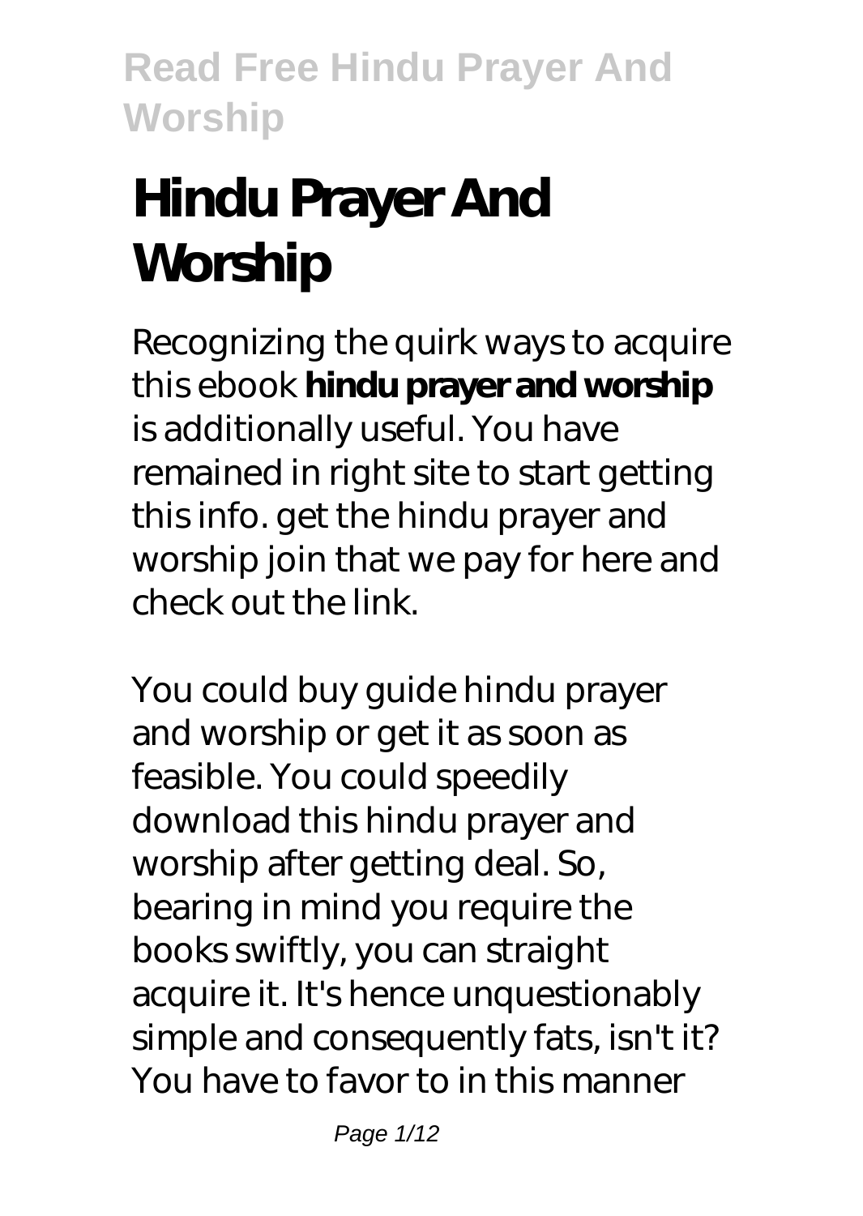# Hindu Prayer And Worship

Recognizing the quirk ways to acquire this ebook **hindu prayer and worship** is additionally useful. You have remained in right site to start getting this info. get the hindu prayer and worship join that we pay for here and check out the link.

You could buy guide hindu prayer and worship or get it as soon as feasible. You could speedily download this hindu prayer and worship after getting deal. So, bearing in mind you require the books swiftly, you can straight acquire it. It's hence unquestionably simple and consequently fats, isn't it? You have to favor to in this manner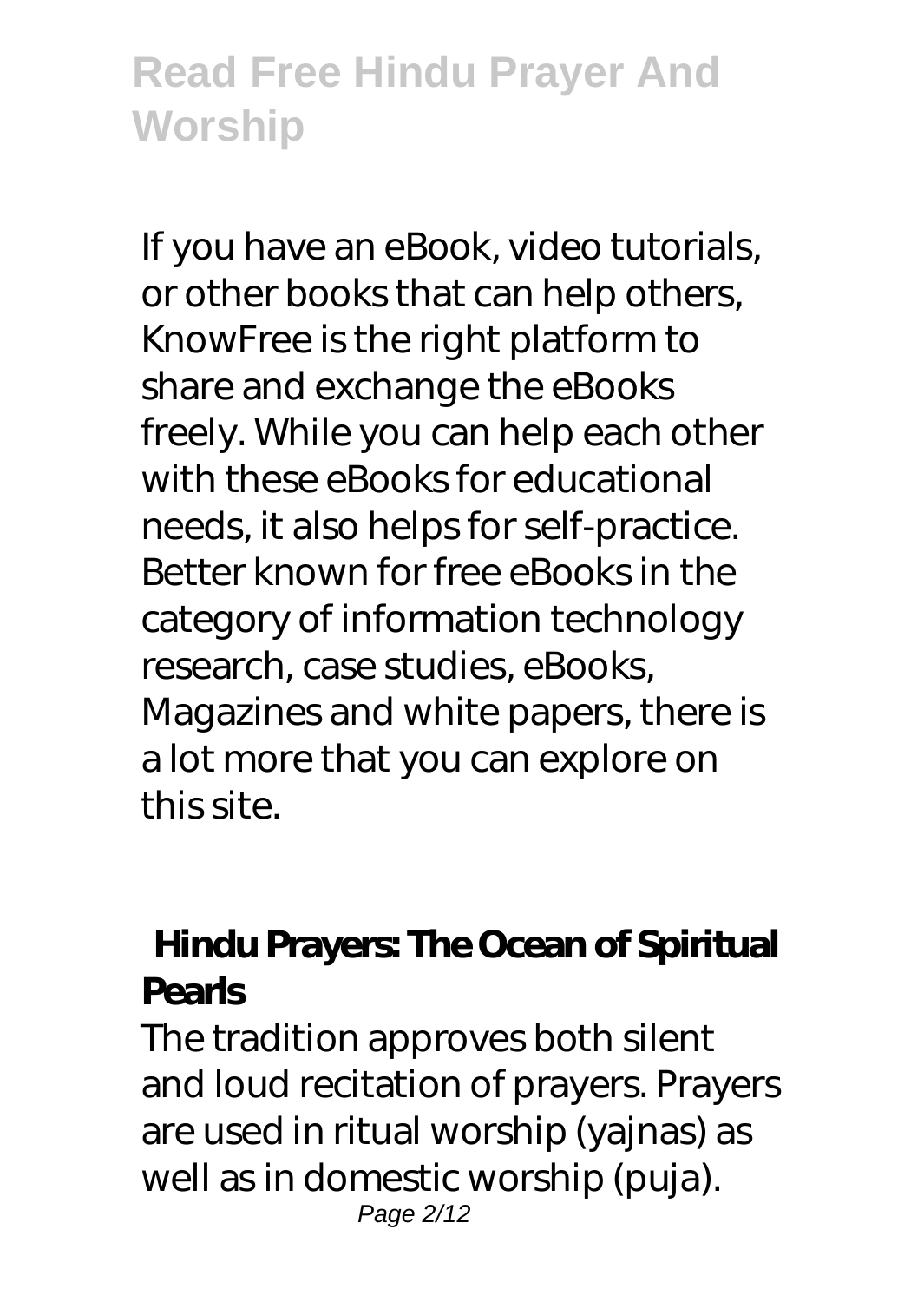# Read Free Hindu Prayer And Worship

If you have an eBook, video tutorials, or other books that can help others, KnowFree is the right platform to share and exchange the eBooks freely. While you can help each other with these eBooks for educational needs, it also helps for self-practice. Better known for free eBooks in the category of information technology research, case studies, eBooks, Magazines and white papers, there is a lot more that you can explore on this site.

## Hindu Prayers: The Ocean of Spiritual Pearls

The tradition approves both silent and loud recitation of prayers. Prayers are used in ritual worship (yajnas) as well as in domestic worship (puja).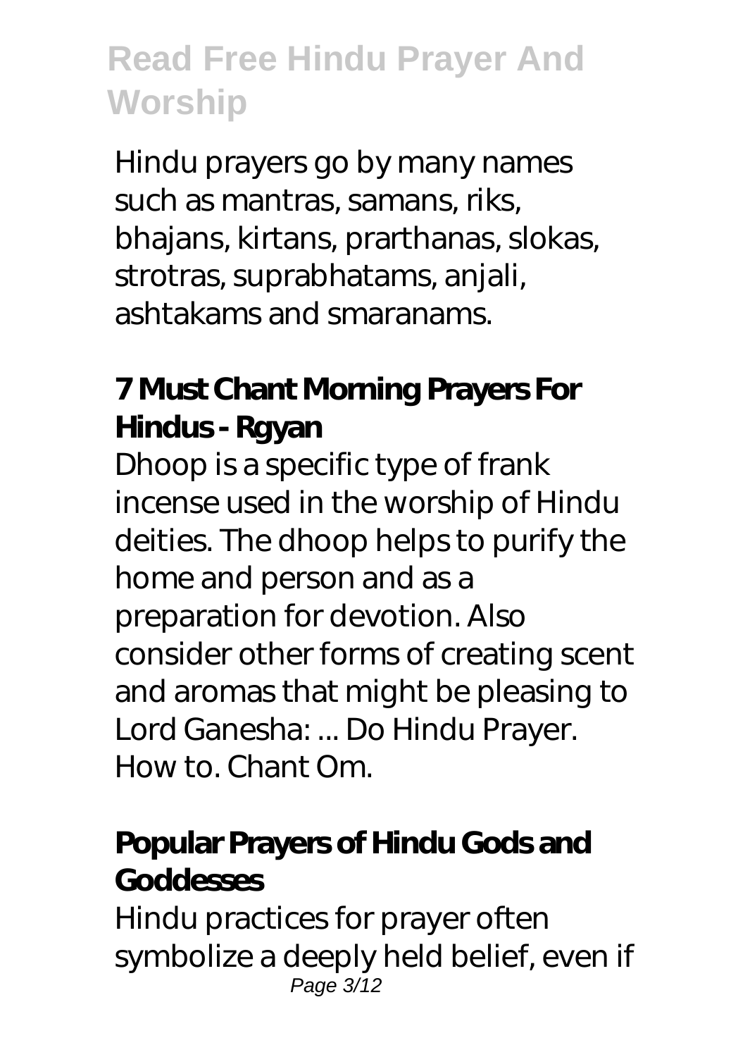Hindu prayers go by many names such as mantras, samans, riks, bhajans, kirtans, prarthanas, slokas, strotras, suprabhatams, anjali, ashtakams and smaranams.

### 7 Must Chant Morning Prayers For Hindus - Rgyan

Dhoop is a specific type of frank incense used in the worship of Hindu deities. The dhoop helps to purify the home and person and as a preparation for devotion. Also consider other forms of creating scent and aromas that might be pleasing to Lord Ganesha: ... Do Hindu Prayer. How to. Chant Om.

### Popular Prayers of Hindu Gods and Goddesses

Hindu practices for prayer often symbolize a deeply held belief, even if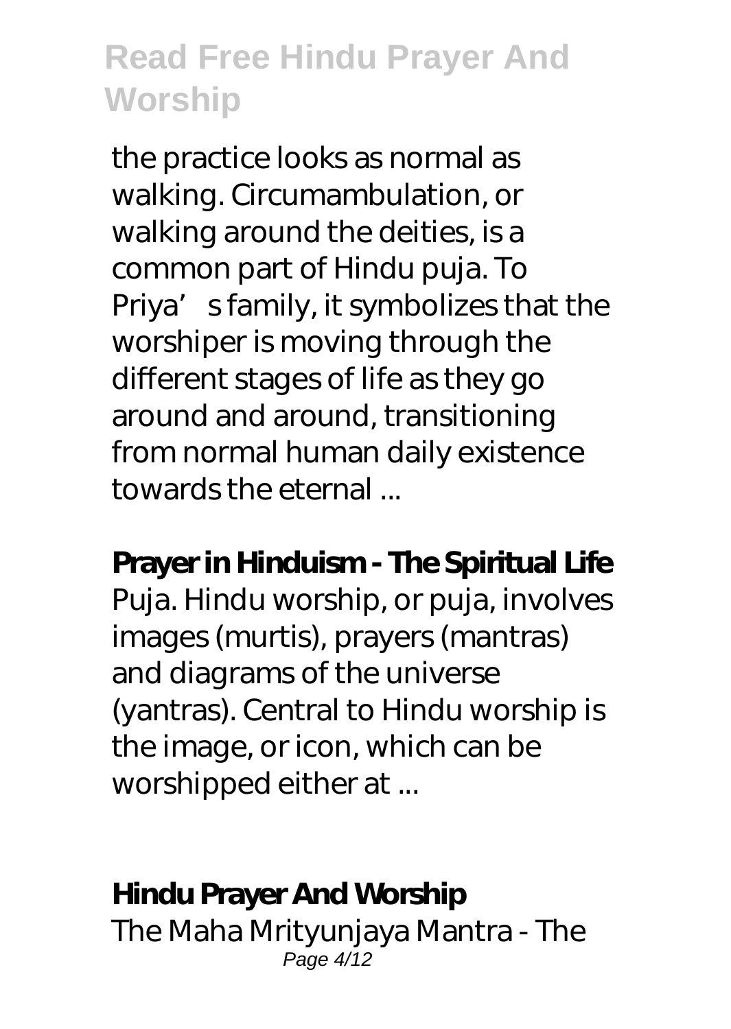the practice looks as normal as walking. Circumambulation, or walking around the deities, is a common part of Hindu puja. To Priya's family, it symbolizes that the worshiper is moving through the different stages of life as they go around and around, transitioning from normal human daily existence towards the eternal ...

**Prayer in Hinduism - The Spiritual Life**

Puja. Hindu worship, or puja, involves images (murtis), prayers (mantras) and diagrams of the universe (yantras). Central to Hindu worship is the image, or icon, which can be worshipped either at ...

**Hindu Prayer And Worship**

The Maha Mrityunjaya Mantra - The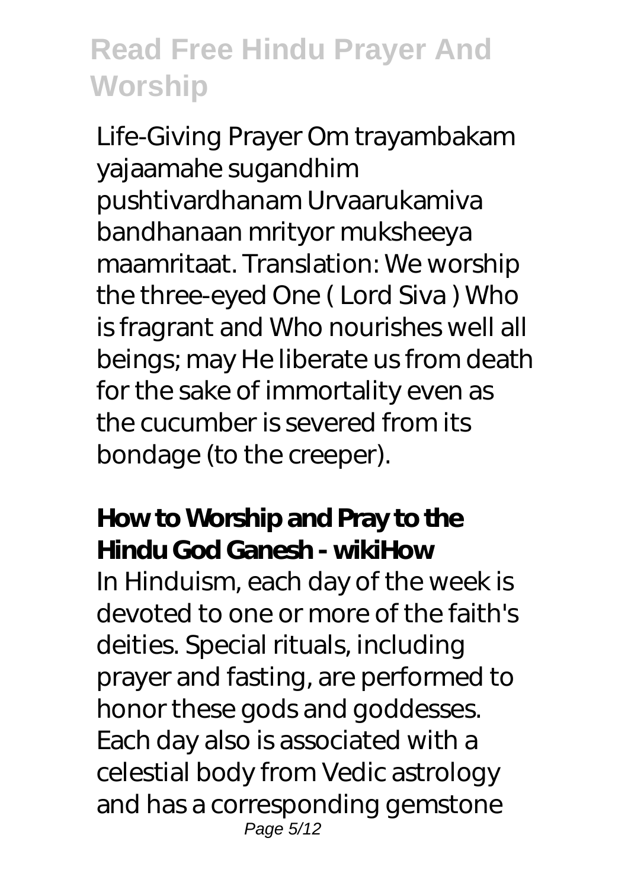Life-Giving Prayer Om trayambakam yajaamahe sugandhim pushtivardhanam Urvaarukamiva bandhanaan mrityor muksheeya maamritaat. Translation: We worship the three-eyed One ( Lord Siva ) Who is fragrant and Who nourishes well all beings; may He liberate us from death for the sake of immortality even as the cucumber is severed from its bondage (to the creeper).

**How to Worship and Pray to the Hindu God Ganesh - wikiHow**

In Hinduism, each day of the week is devoted to one or more of the faith's deities. Special rituals, including prayer and fasting, are performed to honor these gods and goddesses. Each day also is associated with a celestial body from Vedic astrology and has a corresponding gemstone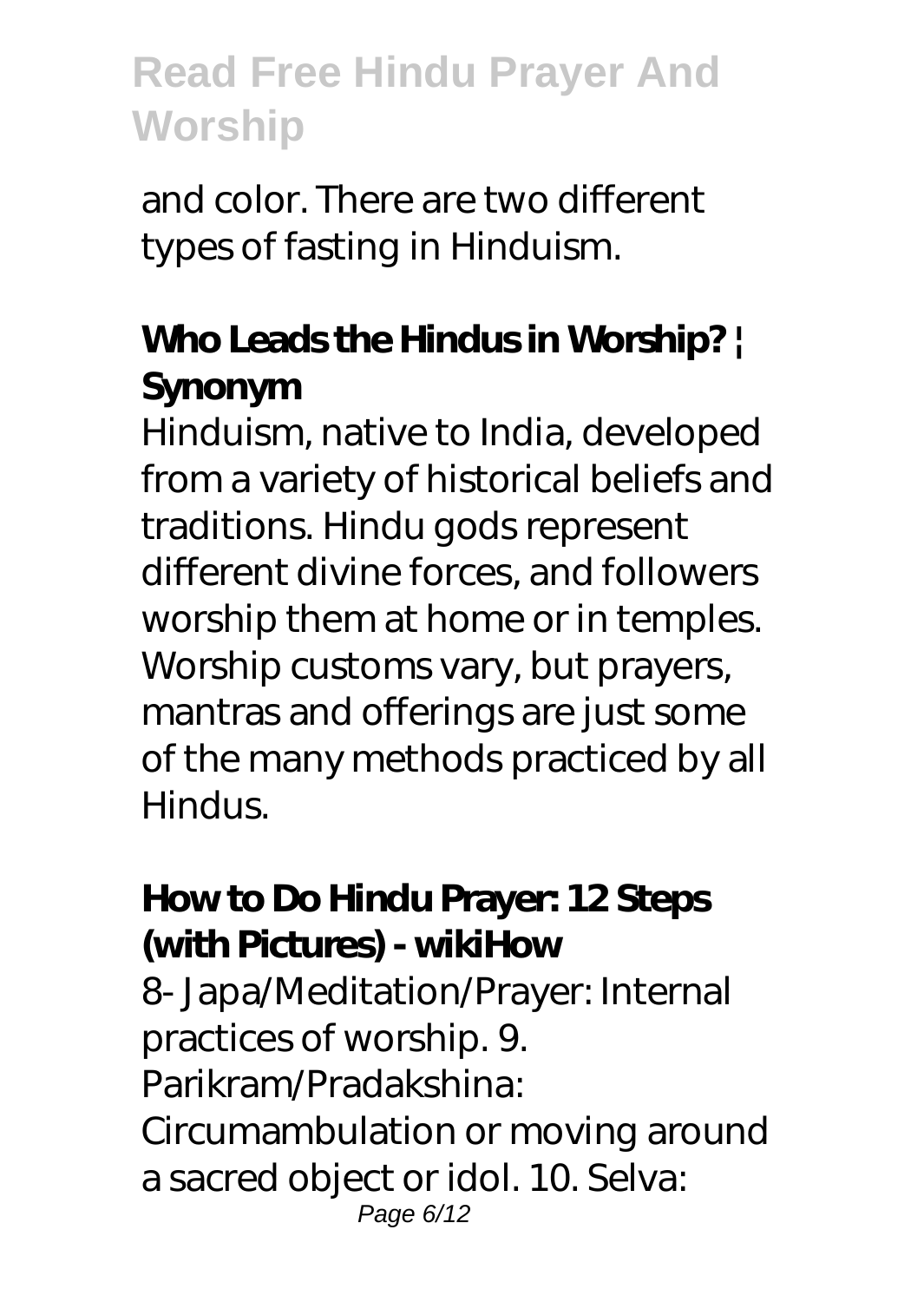and color. There are two different types of fasting in Hinduism.

## Who Leads the Hindus in Worship? | Synonym

Hinduism, native to India, developed from a variety of historical beliefs and traditions. Hindu gods represent different divine forces, and followers worship them at home or in temples. Worship customs vary, but prayers, mantras and offerings are just some of the many methods practiced by all Hindus.

## How to Do Hindu Prayer: 12 Steps (with Pictures) - wikiHow

8- Japa/Meditation/Prayer: Internal practices of worship. 9. Parikram/Pradakshina: Circumambulation or moving around a sacred object or idol. 10. Selva: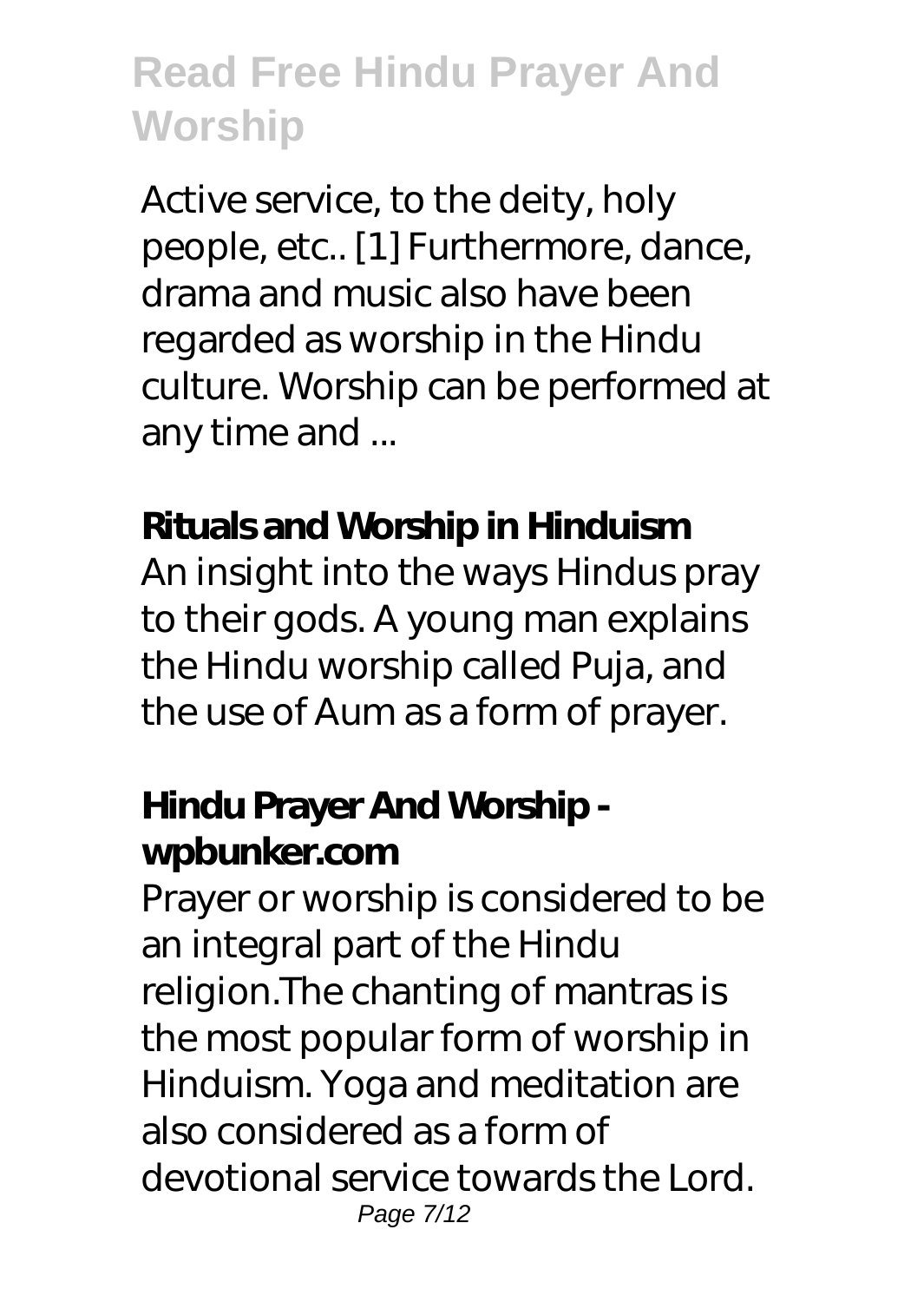Active service, to the deity, holy people, etc.. [1] Furthermore, dance, drama and music also have been regarded as worship in the Hindu culture. Worship can be performed at any time and ...

## Rituals and Worship in Hinduism

An insight into the ways Hindus pray to their gods. A young man explains the Hindu worship called Puja, and the use of Aum as a form of prayer.

## Hindu Prayer And Worship - wpbunker.com

Prayer or worship is considered to be an integral part of the Hindu religion.The chanting of mantras is the most popular form of worship in Hinduism. Yoga and meditation are also considered as a form of devotional service towards the Lord.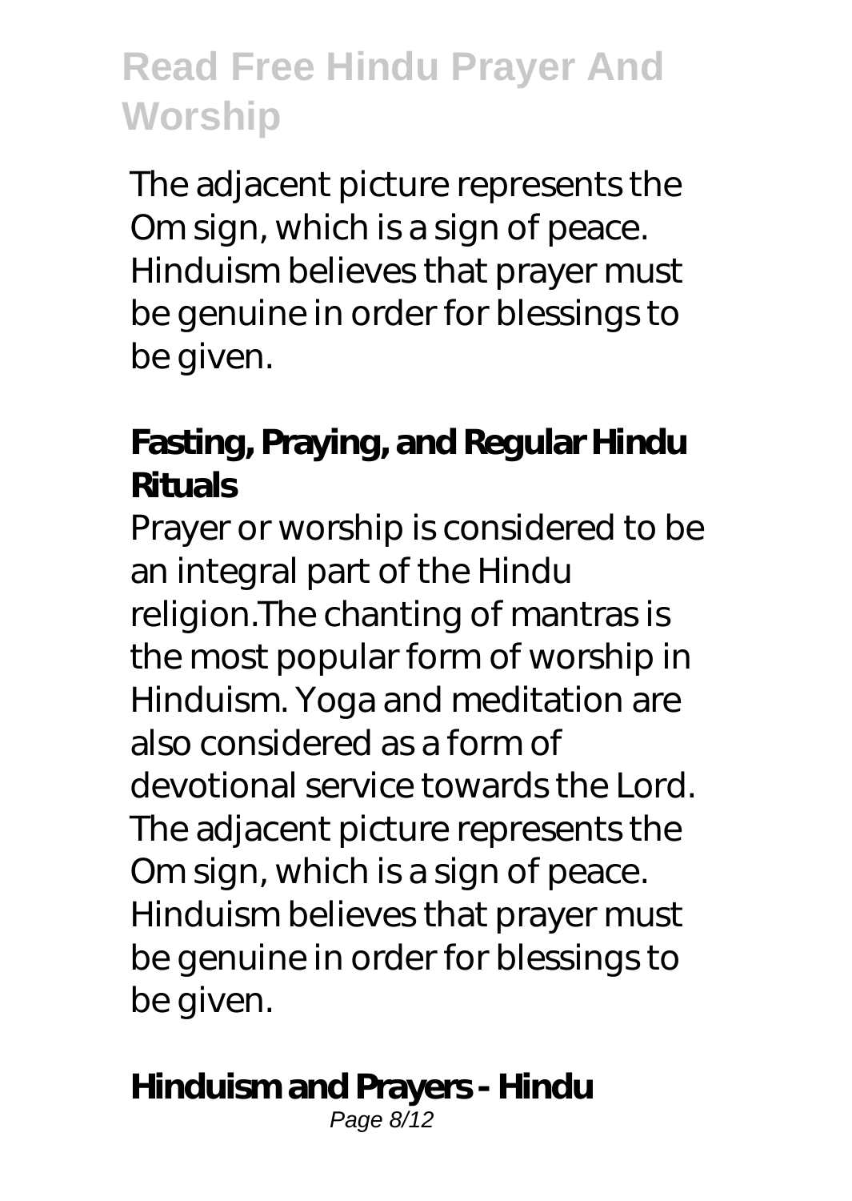The adjacent picture represents the Om sign, which is a sign of peace. Hinduism believes that prayer must be genuine in order for blessings to be given.

### Fasting, Praying, and Regular Hindu Rituals

Prayer or worship is considered to be an integral part of the Hindu religion.The chanting of mantras is the most popular form of worship in Hinduism. Yoga and meditation are also considered as a form of devotional service towards the Lord. The adjacent picture represents the Om sign, which is a sign of peace. Hinduism believes that prayer must be genuine in order for blessings to be given.

### Hinduism and Prayers - Hindu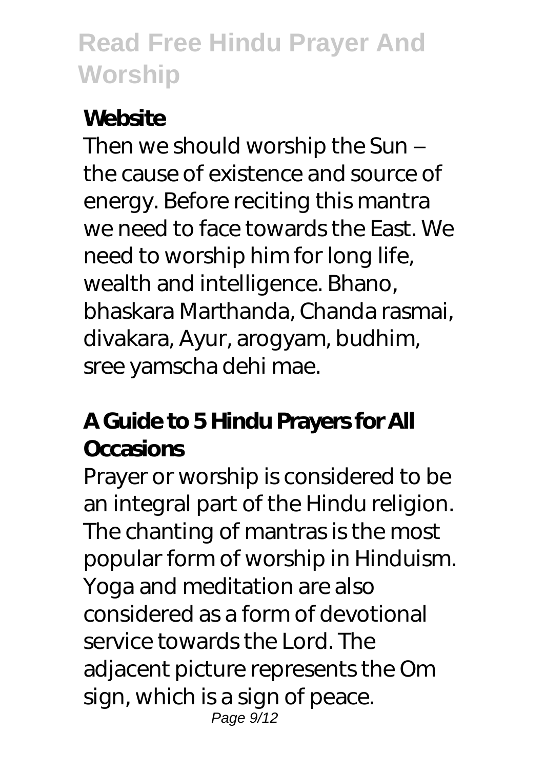**Website**

Then we should worship the Sun – the cause of existence and source of energy. Before reciting this mantra we need to face towards the East. We need to worship him for long life, wealth and intelligence. Bhano, bhaskara Marthanda, Chanda rasmai, divakara, Ayur, arogyam, budhim, sree yamscha dehi mae.

**A Guide to 5 Hindu Prayers for All Occasions**

Prayer or worship is considered to be an integral part of the Hindu religion. The chanting of mantras is the most popular form of worship in Hinduism. Yoga and meditation are also considered as a form of devotional service towards the Lord. The adjacent picture represents the Om sign, which is a sign of peace.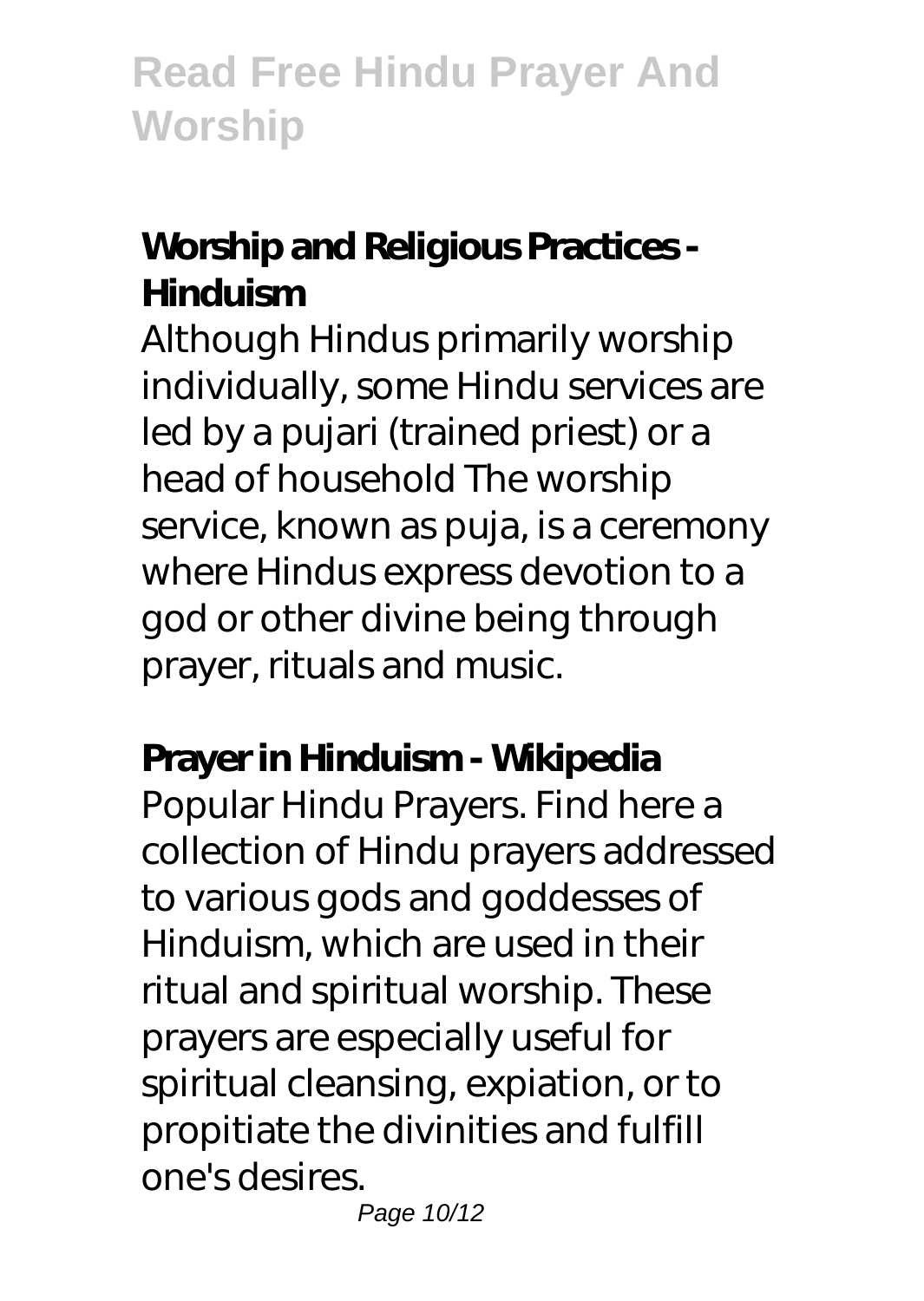## Worship and Religious Practices - Hinduism

Although Hindus primarily worship individually, some Hindu services are led by a pujari (trained priest) or a head of household The worship service, known as puja, is a ceremony where Hindus express devotion to a god or other divine being through prayer, rituals and music.

## Prayer in Hinduism - Wikipedia

Popular Hindu Prayers. Find here a collection of Hindu prayers addressed to various gods and goddesses of Hinduism, which are used in their ritual and spiritual worship. These prayers are especially useful for spiritual cleansing, expiation, or to propitiate the divinities and fulfill one's desires.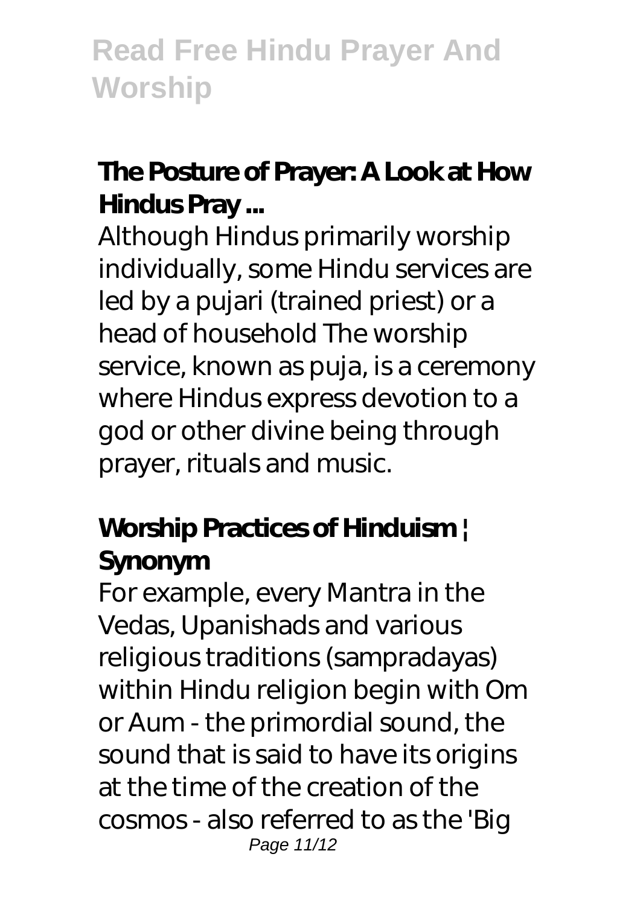## The Posture of Prayer: A Look at How Hindus Pray ...

Although Hindus primarily worship individually, some Hindu services are led by a pujari (trained priest) or a head of household The worship service, known as puja, is a ceremony where Hindus express devotion to a god or other divine being through prayer, rituals and music.

## Worship Practices of Hinduism | Synonym

For example, every Mantra in the Vedas, Upanishads and various religious traditions (sampradayas) within Hindu religion begin with Om or Aum - the primordial sound, the sound that is said to have its origins at the time of the creation of the cosmos - also referred to as the 'Big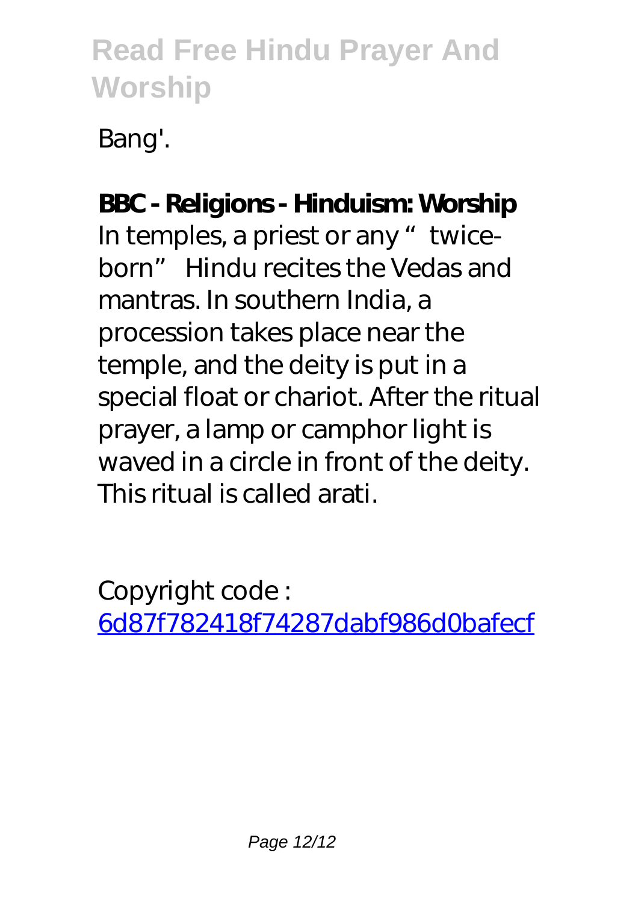Bang'.

**BBC - Religions - Hinduism: Worship**

In temples, a priest or any "twice-born" Hindu recites the Vedas and mantras. In southern India, a procession takes place near the temple, and the deity is put in a special float or chariot. After the ritual prayer, a lamp or camphor light is waved in a circle in front of the deity. This ritual is called arati.

Copyright code : 6d87f782418f74287dabf986d0bafecf